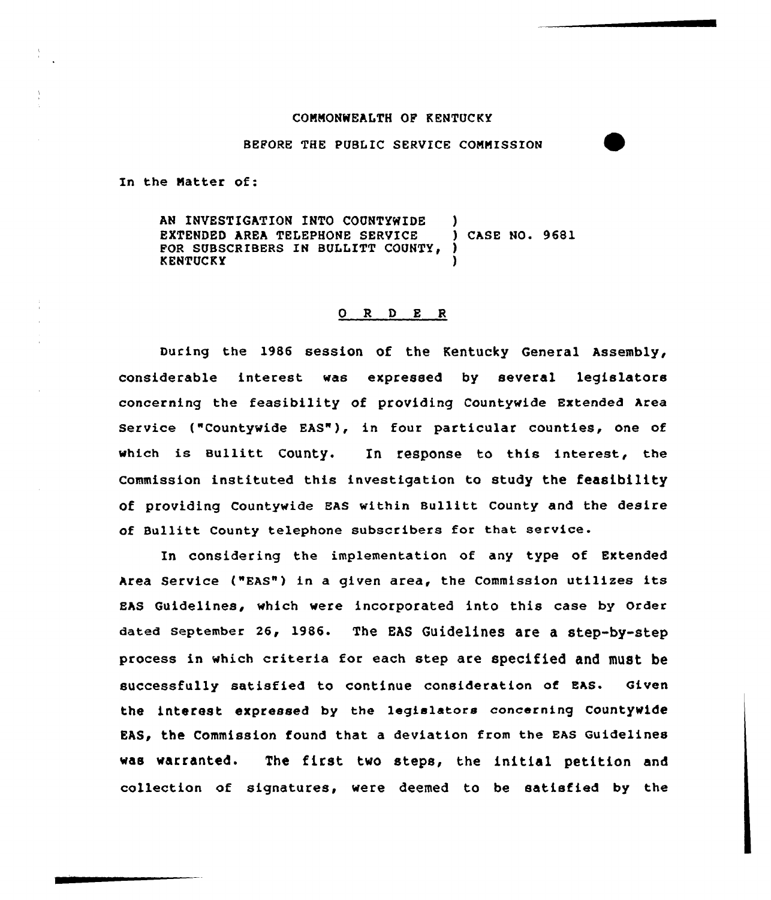COMMONWEALTH OF KENTUCKY

BEFORE THE PUBLIC SERVICE COMMISSION

In the Matter of:

AN INVESTIGATION INTO COUNTYWIDE EXTENDED AREA TELEPHONE SERVICE FOR SUBSCRIBERS IN BULLITT COUNTY, KENTUCKY ) CASE NO. 9681

O R D E R

During the 1986 session of the Kentucky General Assembly, considerable interest was expressed by several legislators concerning the feasibility of providing Countywide Extended Area Service ("Countywide EAS"), in four particular counties, one of which is Bullitt County. In response to this interest, the Commission instituted this investigation to study the feasibility of providing Countywide EAS within Bullitt County and the desire of Bullitt County telephone subscribers for that service.

In considering the implementation of any type of Extended Area Service ("EAS") in a given area, the Commission utilizes its EAS Guidelines, which were incorporated into this case by Order dated September 26, 1986. The EAS Guidelines are a step-by-step process in which criteria for each step are specified and must be successfully satisfied to continue consideration of EAS. Given the interest expressed by the legislators concerning Countywide EAS, the Commission found that a deviation from the EAS Guidelines was warranted. The first two steps, the initial petition and collection of signatures, were deemed to be satisfied by the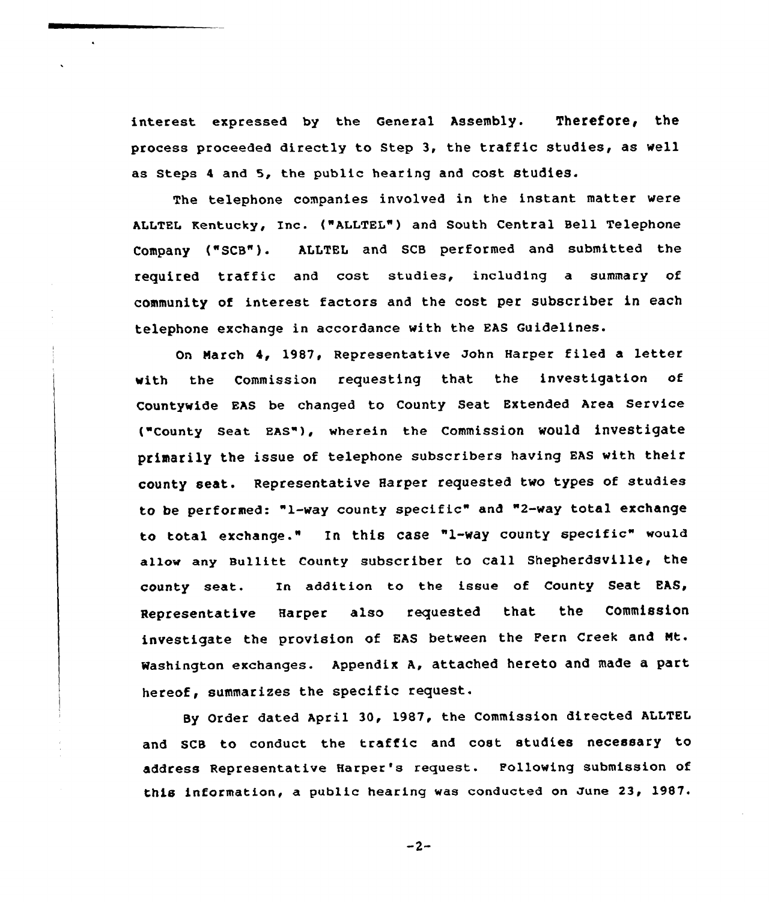interest expressed by the General Assembly. Therefore, the process proceeded directly to Step 3, the traffic studies, as well as Steps 4 and 5, the public hearing and cost studies.

The telephone companies involved in the instant matter were ALLTEL Kentucky, Inc. ("ALLTEL") and South Central Bell Telephone Company ("SCB"). ALLTEL and SCB performed and submitted the required traffic and cost studies, including a summary of community of interest factors and the cost per subscriber in each telephone exchange in accordance with the EAS Guidelines.

On March 4, 1987, Representative John Harper filed a letter with the Commission requesting that the investigation of Countywide EAS be changed to County Seat Extended Area Service ("County Seat EAS"), wherein the Commission would investigate primarily the issue of telephone subscribers having EAS with their county seat. Representative Harper requested two types of studies to be performed: "1-way county specific" and "2-way total exchange to total exchange." In this case "1-way county specific" would allow any Bullitt County subscriber to call Shepherdsville, the county seat. In addition to the issue of County Seat EAS, Representative Harper also requested that the Commission investigate the provision of EAS between the Fern Creek and Mt. Washington exchanges. Appendix A, attached hereto and made a part hereof, summarizes the specific request.

By Order dated April 30, 1987, the Commission directed ALLTEL and SCB to conduct the traffic and cost studies necessary to address Representative Harper's request. Following submission of this information, a public hearing was conducted on June 23, 1987.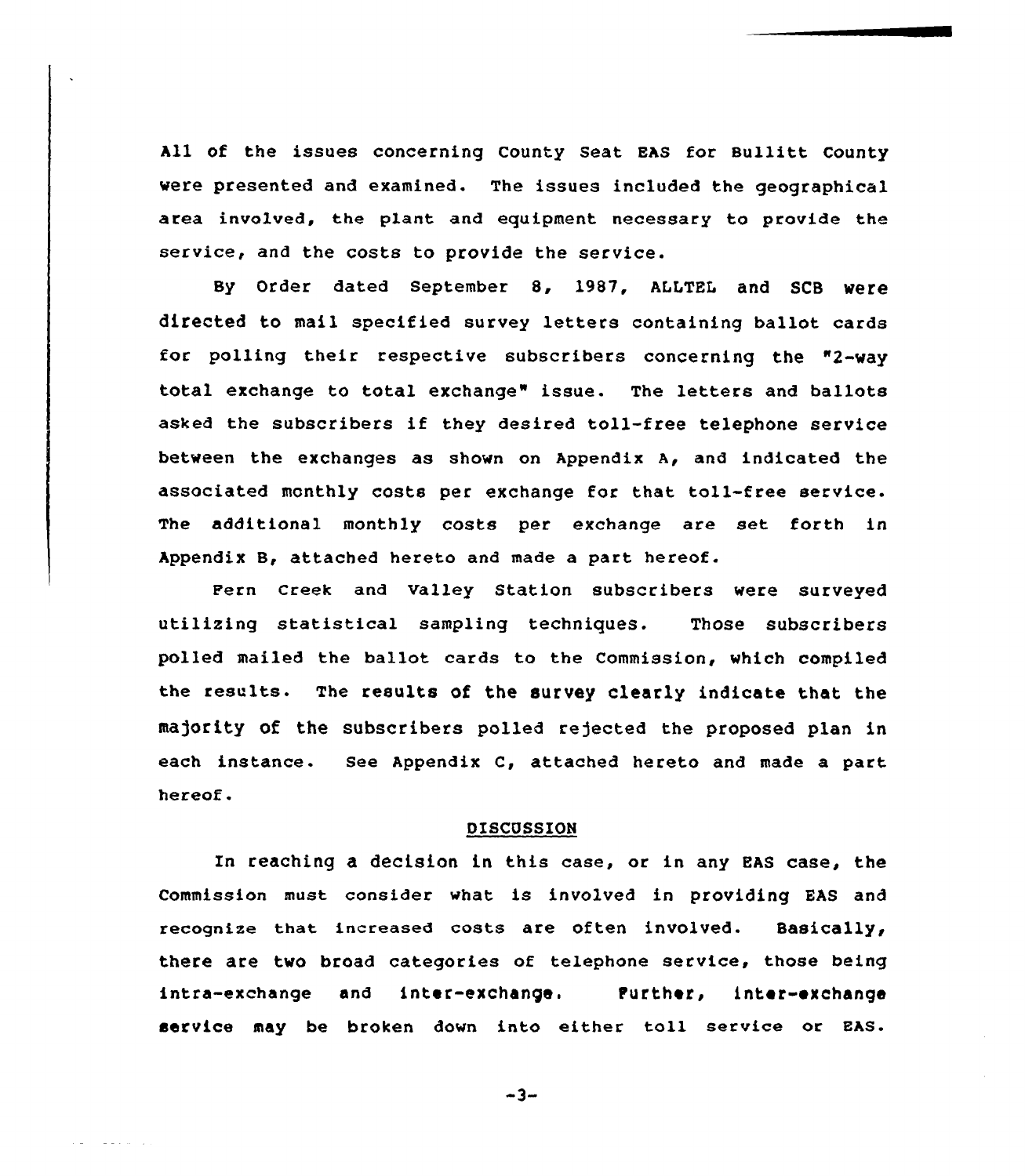All of the issues concerning County Seat EAS for Bullitt County were presented and examined. The issues included the geographical area involved, the plant and equipment necessary to provide the service, and the costs to provide the service.

By Order dated September 8, 1987, ALLTEL and SCB were directed to mail specified survey letters containing ballot cards for polling their respective subscribers concerning the "2-way total exchange to total exchange" issue. The letters and ballots asked the subscribers if they desired toll-free telephone service between the exchanges as shown on Appendix A, and indicated the associated monthly costs per exchange for that toll-free service. The additional monthly costs per exchange are set forth in Appendix B, attached hereto and made a part hereof.

Fern Creek and Valley Station subscribers were surveyed utilizing statistical sampling techniques. Those subscribers polled mailed the ballot cards to the Commission, which compiled the results. The results of the survey clearly indicate that the majority of the subscribers polled rejected the proposed plan in each instance. See Appendix C, attached hereto and made a part hereof.

## DISCUSSION

In reaching a decision in this case, or in any EAS case, the Commission must consider what is involved in providing EAS and recognize that increased costs are often involved. Basically, there are two broad categories of telephone service, those being intra-exchange and inter-exchange. Further, inter-exchange service may be broken down into either toll service or EAS.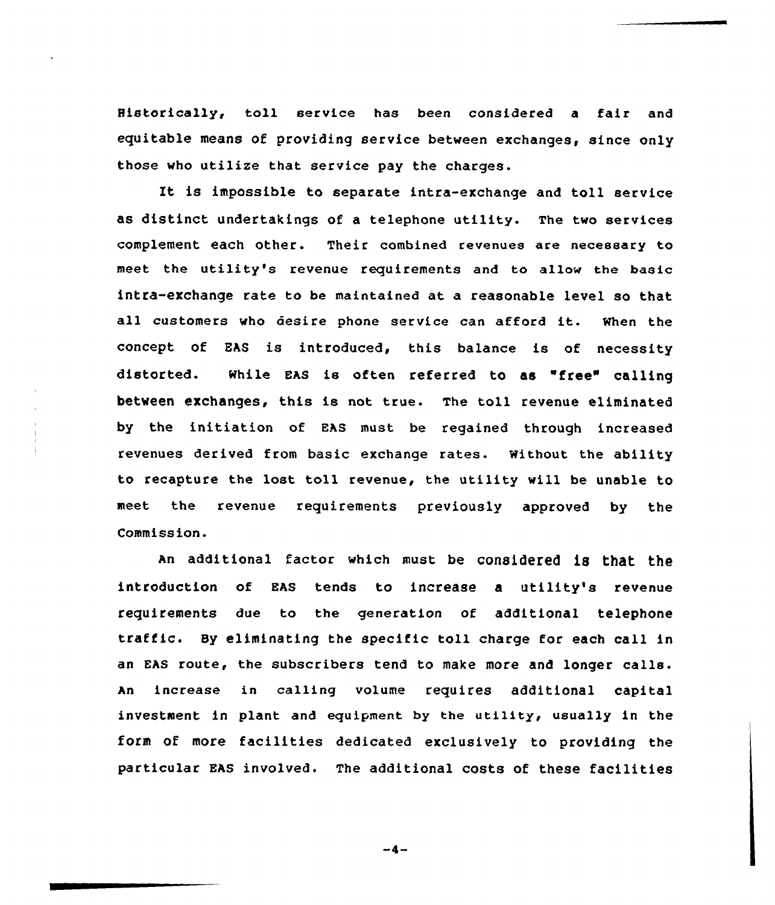Historically, toll service has been considered a fair and equitable means of providing service between exchanges, since only those who utilize that service pay the charges.

It is impossible to separate intra-exchange and toll service as distinct undertakings of a telephone utility. The two services complement each other. Their combined revenues are necessary to meet the utility's revenue requirements and to allow the basic intra-exchange rate to be maintained at a reasonable level so that all customers who desire phone service can afford it. When the concept of EAS is introduced, this balance is of necessity distorted. While EAS is often referred to as "free" calling between exchanges, this is not true. The toll revenue eliminated by the initiation of EAS must be regained through increased revenues derived from basic exchange rates. Without the ability to recapture the lost toll revenue, the utility will be unable to meet the revenue requirements previously approved by the Commission.

An additional factor which must be considered is that the introduction of EAS tends to increase a utility's revenue requirements due to the generation of additional telephone traffic. By eliminating the specific toll charge for each call in an EAS route, the subscribers tend to make more and longer calls. An increase in calling volume requires additional capital investment in plant and equipment by the utility, usually in the form of more facilities dedicated exclusively to providing the particular EAS involved. The additional costs of these facilities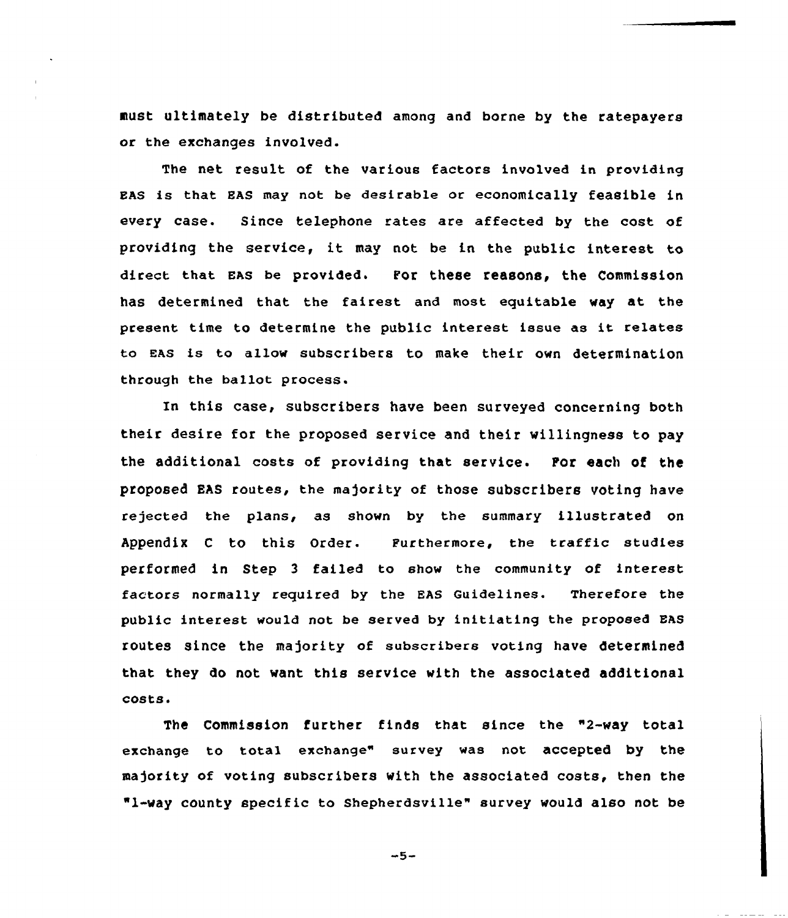must ultimately be distributed among and borne by the ratepayers or the exchanges involved.

The net result of the various factors involved in providing EAS is that EAS may not be desirable or economically feasible in every case. Since telephone rates are affected by the cost of providing the service, it may not be in the public interest to direct that EAS be provided. For these reasons, the Commission has determined that the fairest and most equitable way at the present time to determine the public interest issue as it relates to EAS is to allow subscribers to make their own determination through the ballot process.

In this case, subscribers have been surveyed concerning both their desire for the proposed service and their willingness to pay the additional costs of providing that service. For each of the proposed EAS routes, the majority of those subscribers voting have rejected the plans, as shown by the summary illustrated on Appendix C to this Order. Furthermore, the traffic studies performed in Step 3 failed to show the community of interest factors normally required by the EAS Guidelines. Therefore the public interest would not be served by initiating the proposed EAS routes since the majority of subscribers voting have determined that they do not want this service with the associated additional costs.

The Commission further finds that since the "2-way total exchange to total exchange" survey was not accepted by the majority of voting subscribers with the associated costs, then the "1-way county specific to Shepherdsville" survey would also not be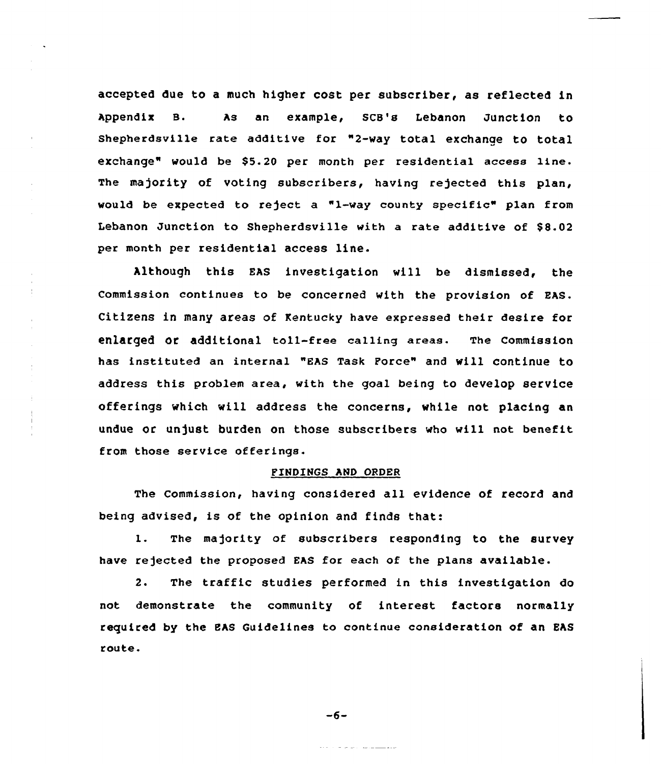accepted due to a much higher cost per subscriber, as reflected in Appendix B. As an example, SCB's Lebanon Junction to Shepherdsville rate additive for "2-way total exchange to total exchange" would be $5.20 per month per residential access line. The majority of voting subscribers, having rejected this plan, would be expected to reject a "1-way county specific" plan from Lebanon Junction to Shepherdsville with a rate additive of $8.02 per month per residential access line.

Although this EAS investigation will be dismissed, the Commission continues to be concerned with the provision of EAS. Citizens in many areas of Kentucky have expressed their desire for enlarged or additional toll-free calling areas. The Commission has instituted an internal "EAS Task Force" and will continue to address this problem area, with the goal being to develop service offerings which will address the concerns, while not placing an undue or unjust burden on those subscribers who will not benefit from those service offerings.

FINDINGS AND ORDER

The Commission, having considered all evidence of record and being advised, is of the opinion and finds that:

1. The majority of subscribers responding to the survey have rejected the proposed EAS for each of the plans available.

2. The traffic studies performed in this investigation do not demonstrate the community of interest factors normally required by the EAS Guidelines to continue consideration of an EAS route.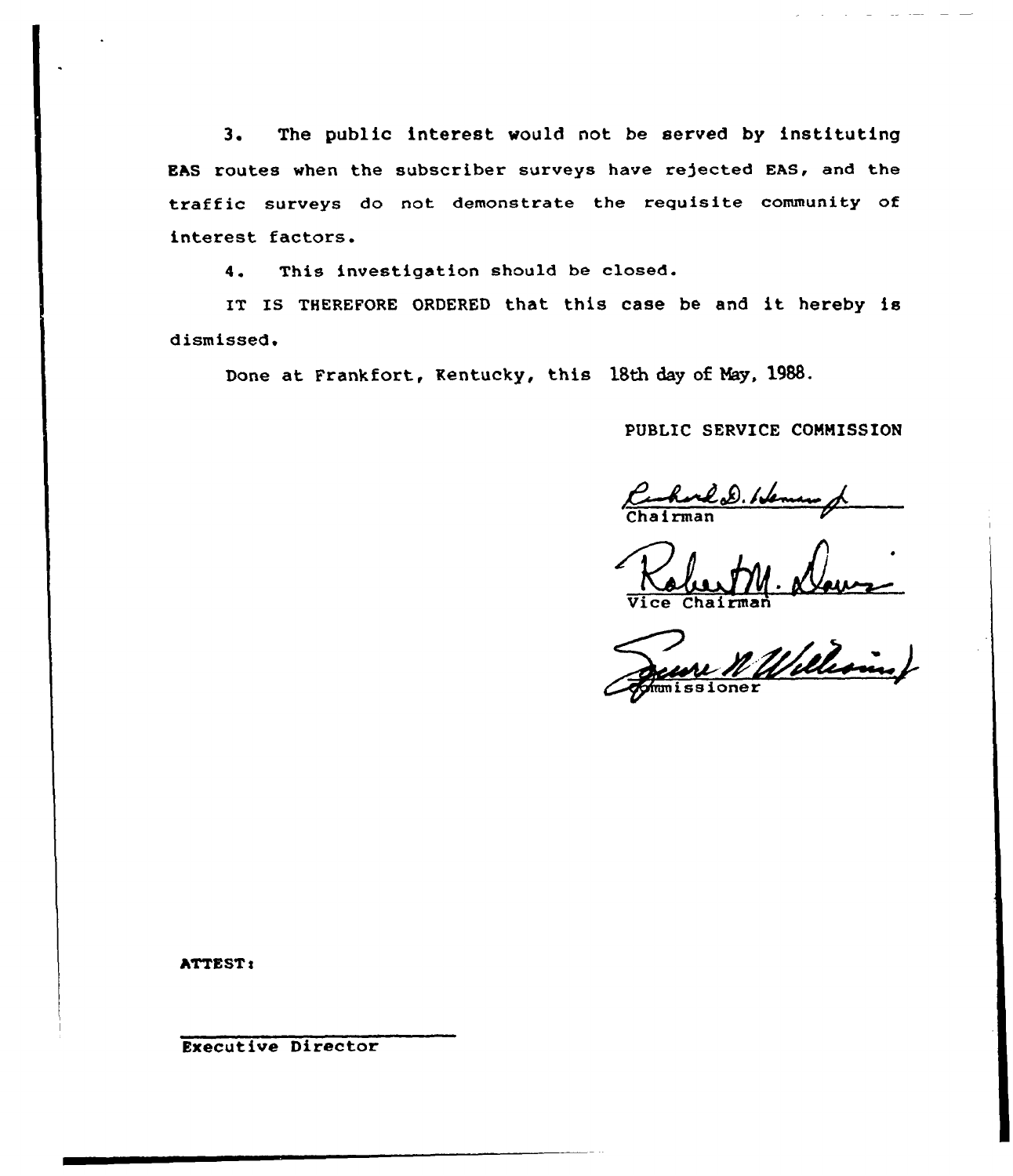3. The public interest would not be served by instituting EAS routes when the subscriber surveys have rejected EAS, and the traffic surveys do not demonstrate the requisite community of interest factors.

4. This investigation should be closed.

IT IS THEREFORE ORDERED that this case be and it hereby is dismissed.

Done at Frankfort, Kentucky, this 18th day of May, 1988.

PUBLIC SERVICE COMMISSION

Chairman

Vice Chairman

Commissioner

ATTEST:

Executive Director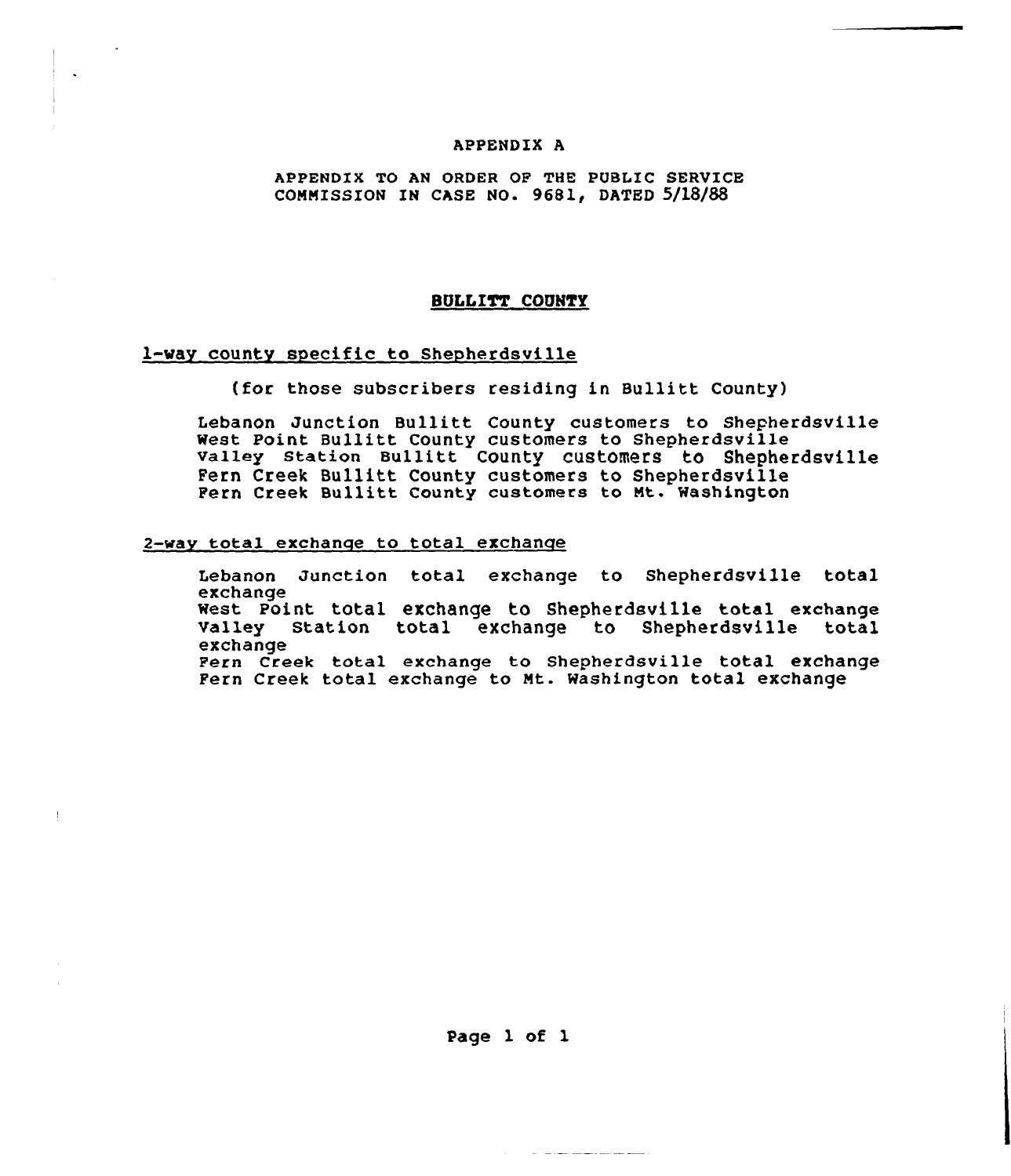APPENDIX A

APPENDIX TO AN ORDER OF THE PUBLIC SERVICE COMMISSION IN CASE NO. 9681, DATED 5/18/88

## BULLITT COUNTY

1-way county specific to Shepherdsville

(for those subscribers residing in Bullitt County)

Lebanon Junction Bullitt County customers to Shepherdsville
West Point Bullitt County customers to Shepherdsville
Valley Station Bullitt County customers to Shepherdsville
Fern Creek Bullitt County customers to Shepherdsville
Fern Creek Bullitt County customers to Mt. Washington

2-way total exchange to total exchange

Lebanon Junction total exchange to Shepherdsville total exchange
West Point total exchange to Shepherdsville total exchange
Valley Station total exchange to Shepherdsville total exchange
Fern Creek total exchange to Shepherdsville total exchange
Fern Creek total exchange to Mt. Washington total exchange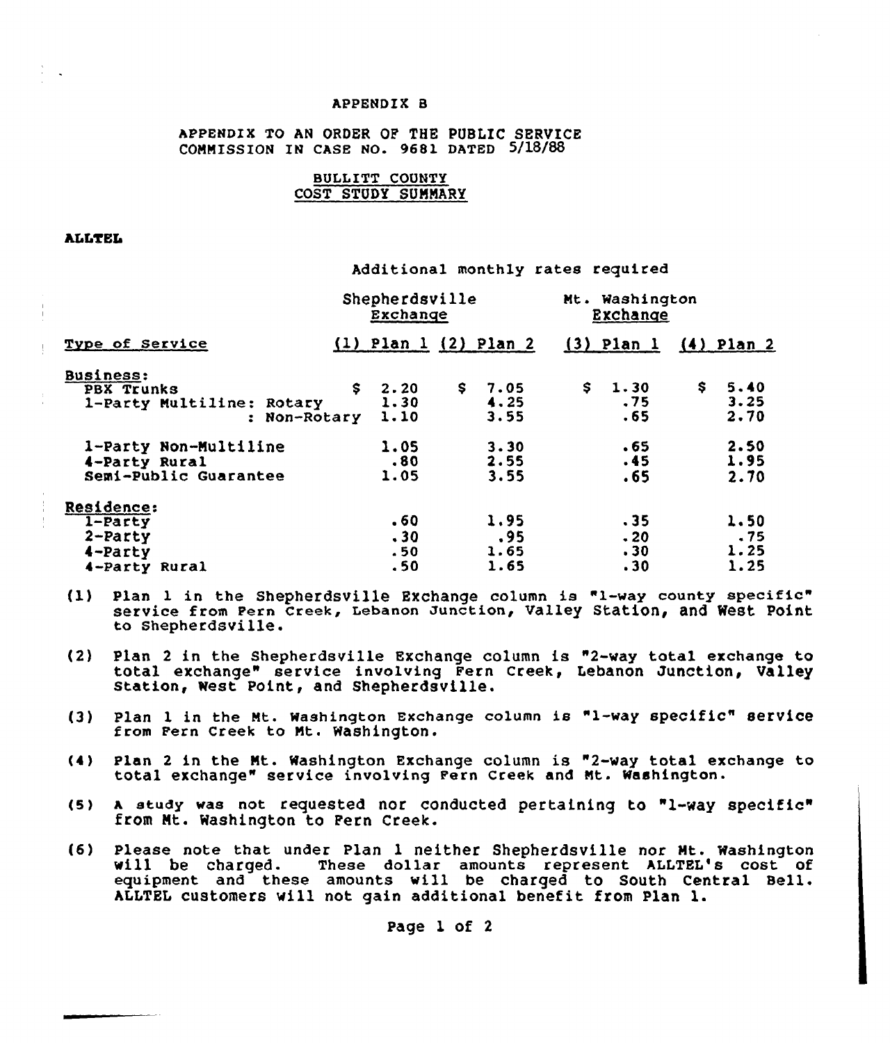APPENDIX B

APPENDIX TO AN ORDER OF THE PUBLIC SERVICE COMMISSION IN CASE NO. 9681 DATED 5/18/88

BULLITT COUNTY
COST STUDY SUMMARY

**ALLTEL**

Additional monthly rates required

| Type of Service | Shepherdsville Exchange (1) Plan 1 | Shepherdsville Exchange (2) Plan 2 | Mt. Washington Exchange (3) Plan 1 | Mt. Washington Exchange (4) Plan 2 |
|---|---|---|---|---|
| **Business:** | | | | |
| PBX Trunks | $ 2.20 | $ 7.05 | $ 1.30 | $ 5.40 |
| 1-Party Multiline: Rotary | 1.30 | 4.25 | .75 | 3.25 |
| : Non-Rotary | 1.10 | 3.55 | .65 | 2.70 |
| 1-Party Non-Multiline | 1.05 | 3.30 | .65 | 2.50 |
| 4-Party Rural | .80 | 2.55 | .45 | 1.95 |
| Semi-Public Guarantee | 1.05 | 3.55 | .65 | 2.70 |
| **Residence:** | | | | |
| 1-Party | .60 | 1.95 | .35 | 1.50 |
| 2-Party | .30 | .95 | .20 | .75 |
| 4-Party | .50 | 1.65 | .30 | 1.25 |
| 4-Party Rural | .50 | 1.65 | .30 | 1.25 |

(1) Plan 1 in the Shepherdsville Exchange column is "1-way county specific" service from Fern Creek, Lebanon Junction, Valley Station, and West Point to Shepherdsville.

(2) Plan 2 in the Shepherdsville Exchange column is "2-way total exchange to total exchange" service involving Fern Creek, Lebanon Junction, Valley Station, West Point, and Shepherdsville.

(3) Plan 1 in the Mt. Washington Exchange column is "1-way specific" service from Fern Creek to Mt. Washington.

(4) Plan 2 in the Mt. Washington Exchange column is "2-way total exchange to total exchange" service involving Fern Creek and Mt. Washington.

(5) A study was not requested nor conducted pertaining to "1-way specific" from Mt. Washington to Fern Creek.

(6) Please note that under Plan 1 neither Shepherdsville nor Mt. Washington will be charged. These dollar amounts represent ALLTEL's cost of equipment and these amounts will be charged to South Central Bell. ALLTEL customers will not gain additional benefit from Plan 1.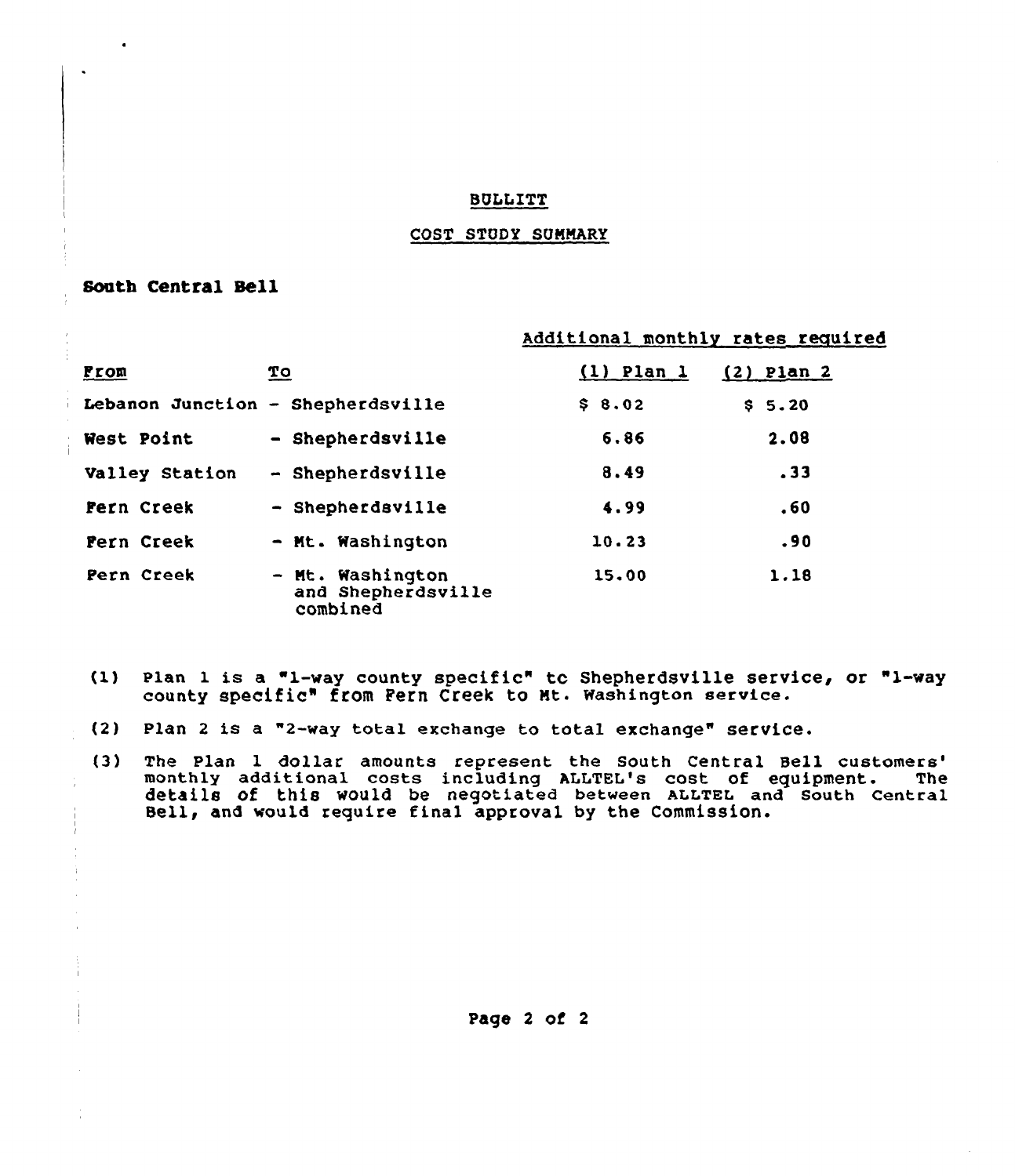# BULLITT

## COST STUDY SUMMARY

**South Central Bell**

| | | Additional monthly rates required | |
|---|---|---|---|
| From | To | (1) Plan 1 | (2) Plan 2 |
| Lebanon Junction | - Shepherdsville | $ 8.02 | $ 5.20 |
| West Point | - Shepherdsville | 6.86 | 2.08 |
| Valley Station | - Shepherdsville | 8.49 | .33 |
| Fern Creek | - Shepherdsville | 4.99 | .60 |
| Fern Creek | - Mt. Washington | 10.23 | .90 |
| Fern Creek | - Mt. Washington and Shepherdsville combined | 15.00 | 1.18 |

(1) Plan 1 is a "1-way county specific" to Shepherdsville service, or "1-way county specific" from Fern Creek to Mt. Washington service.

(2) Plan 2 is a "2-way total exchange to total exchange" service.

(3) The Plan 1 dollar amounts represent the South Central Bell customers' monthly additional costs including ALLTEL's cost of equipment. The details of this would be negotiated between ALLTEL and South Central Bell, and would require final approval by the Commission.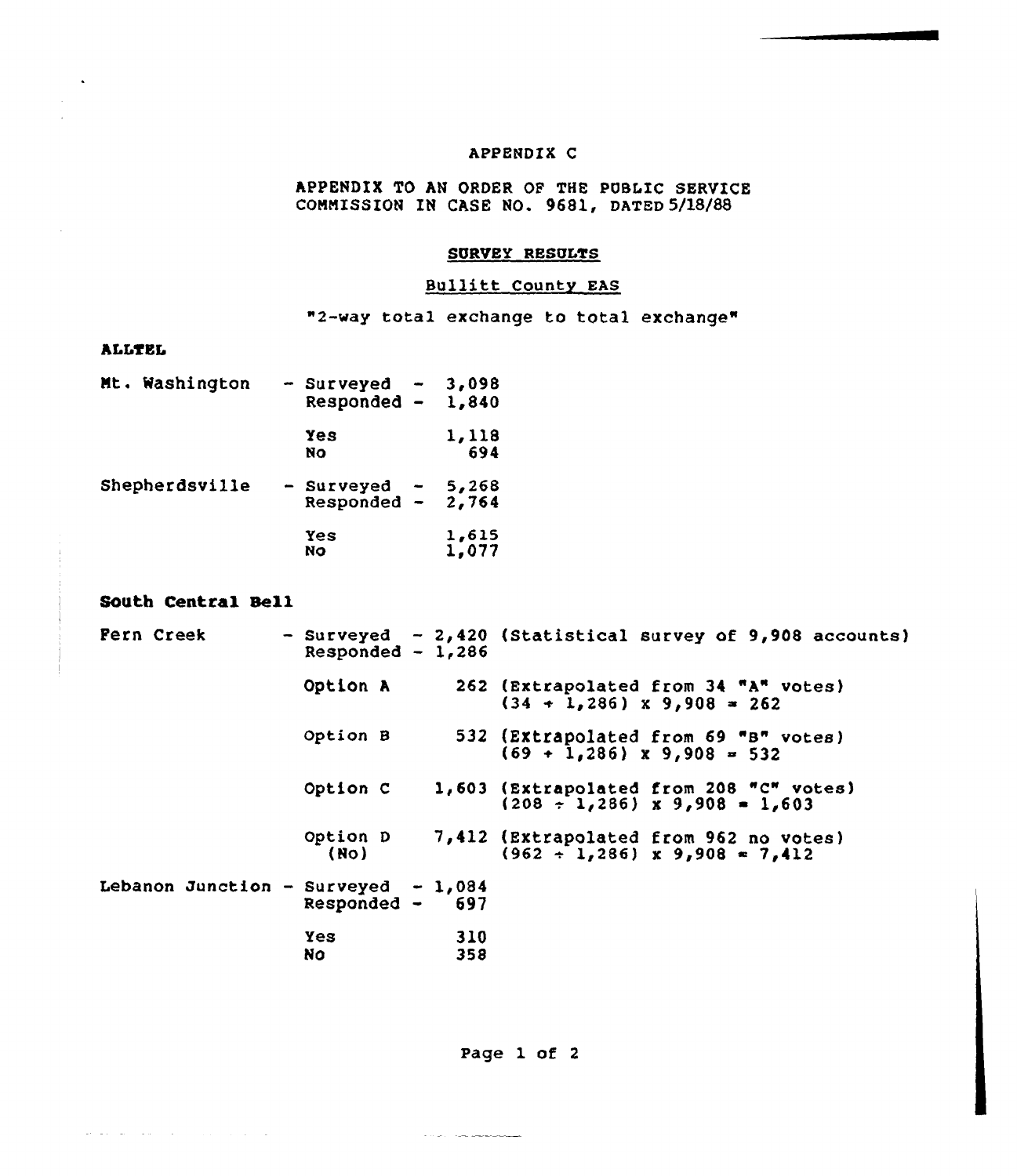APPENDIX C

APPENDIX TO AN ORDER OF THE PUBLIC SERVICE COMMISSION IN CASE NO. 9681, DATED 5/18/88

## SURVEY RESULTS

### Bullitt County EAS

"2-way total exchange to total exchange"

**ALLTEL**

Mt. Washington - Surveyed - 3,098
Responded - 1,840

Yes 1,118
No 694

Shepherdsville - Surveyed - 5,268
Responded - 2,764

Yes 1,615
No 1,077

**South Central Bell**

Fern Creek - Surveyed - 2,420 (Statistical survey of 9,908 accounts)
Responded - 1,286

Option A 262 (Extrapolated from 34 "A" votes)
$(34 \div 1,286) \times 9,908 = 262$

Option B 532 (Extrapolated from 69 "B" votes)
$(69 \div 1,286) \times 9,908 = 532$

Option C 1,603 (Extrapolated from 208 "C" votes)
$(208 \div 1,286) \times 9,908 = 1,603$

Option D (No) 7,412 (Extrapolated from 962 no votes)
$(962 \div 1,286) \times 9,908 = 7,412$

Lebanon Junction - Surveyed - 1,084
Responded - 697

Yes 310
No 358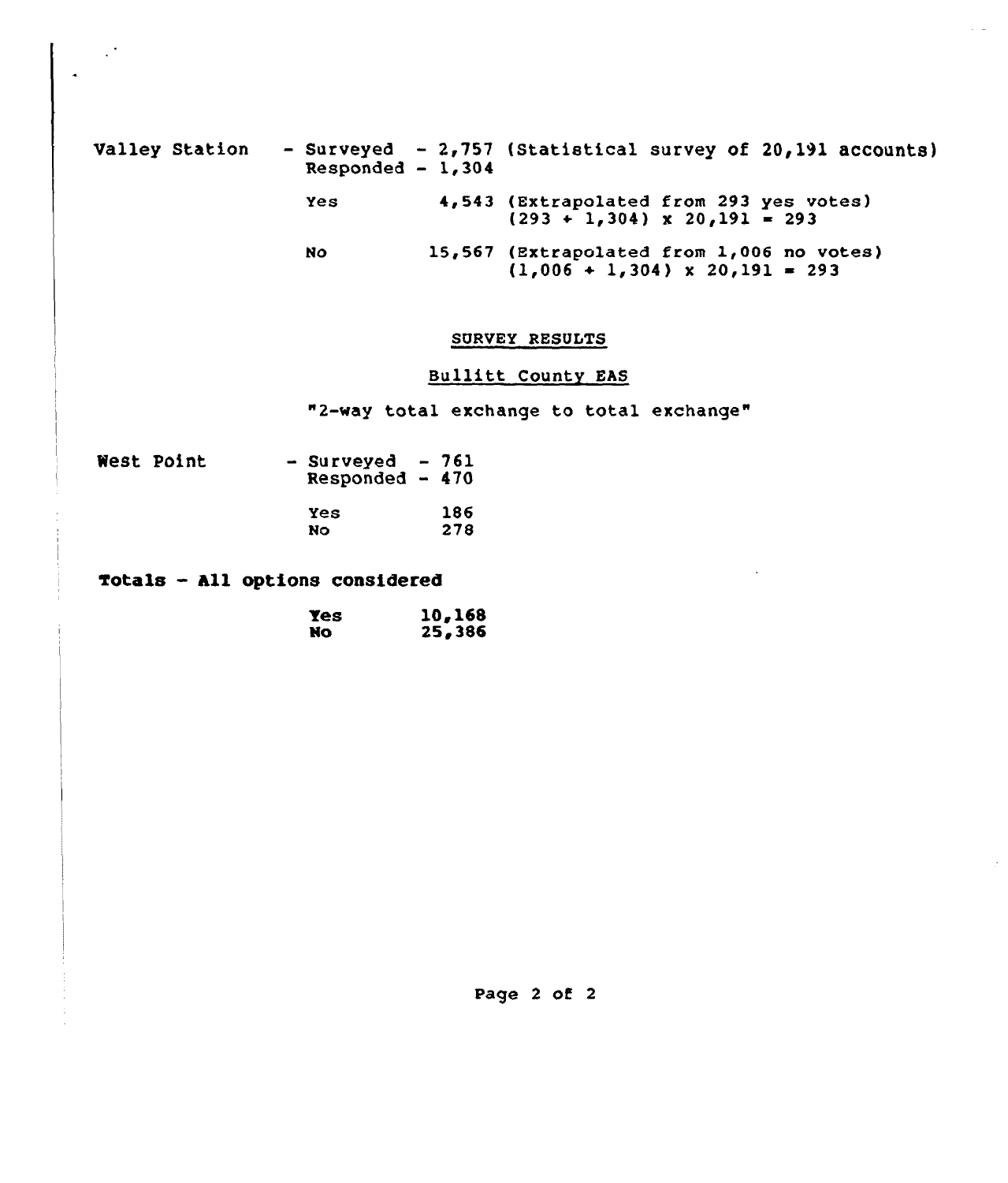Valley Station - Surveyed - 2,757 (Statistical survey of 20,191 accounts)
Responded - 1,304

Yes 4,543 (Extrapolated from 293 yes votes)
$(293 + 1,304) \times 20,191 = 293$

No 15,567 (Extrapolated from 1,006 no votes)
$(1,006 + 1,304) \times 20,191 = 293$

## SURVEY RESULTS

### Bullitt County EAS

"2-way total exchange to total exchange"

West Point - Surveyed - 761
Responded - 470

Yes 186
No 278

**Totals - All options considered**

**Yes 10,168**
**No 25,386**